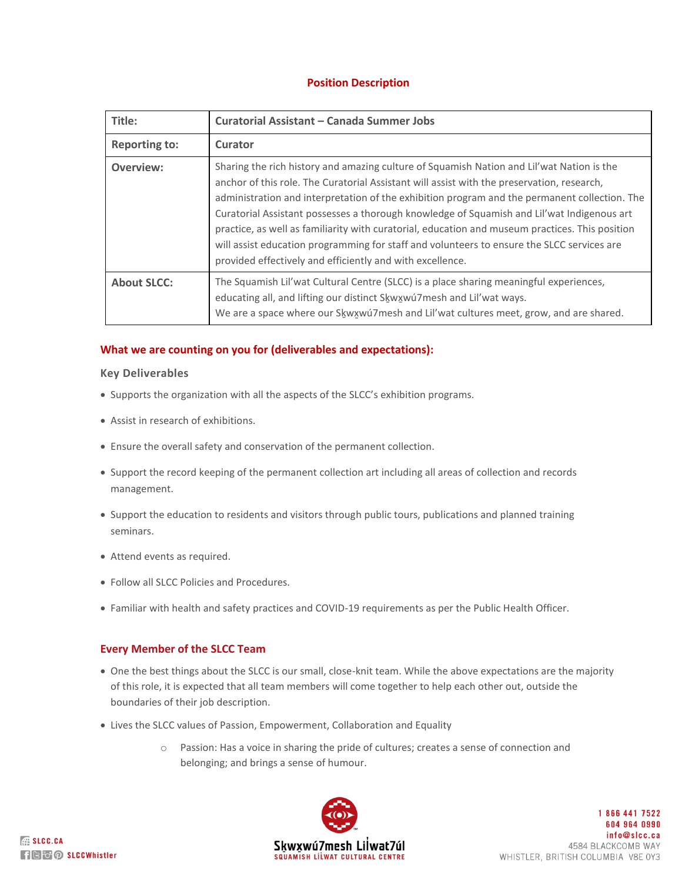## Position Description

| Title: | Curatorial Assistant – Canada Summer Jobs |
|---|---|
| Reporting to: | Curator |
| Overview: | Sharing the rich history and amazing culture of Squamish Nation and Lil'wat Nation is the anchor of this role. The Curatorial Assistant will assist with the preservation, research, administration and interpretation of the exhibition program and the permanent collection. The Curatorial Assistant possesses a thorough knowledge of Squamish and Lil'wat Indigenous art practice, as well as familiarity with curatorial, education and museum practices. This position will assist education programming for staff and volunteers to ensure the SLCC services are provided effectively and efficiently and with excellence. |
| About SLCC: | The Squamish Lil'wat Cultural Centre (SLCC) is a place sharing meaningful experiences, educating all, and lifting our distinct Sḵwx̱wú7mesh and Lil'wat ways. We are a space where our Sḵwx̱wú7mesh and Lil'wat cultures meet, grow, and are shared. |

## What we are counting on you for (deliverables and expectations):

### Key Deliverables

- Supports the organization with all the aspects of the SLCC's exhibition programs.
- Assist in research of exhibitions.
- Ensure the overall safety and conservation of the permanent collection.
- Support the record keeping of the permanent collection art including all areas of collection and records management.
- Support the education to residents and visitors through public tours, publications and planned training seminars.
- Attend events as required.
- Follow all SLCC Policies and Procedures.
- Familiar with health and safety practices and COVID-19 requirements as per the Public Health Officer.

## Every Member of the SLCC Team

- One the best things about the SLCC is our small, close-knit team. While the above expectations are the majority of this role, it is expected that all team members will come together to help each other out, outside the boundaries of their job description.
- Lives the SLCC values of Passion, Empowerment, Collaboration and Equality
  - Passion: Has a voice in sharing the pride of cultures; creates a sense of connection and belonging; and brings a sense of humour.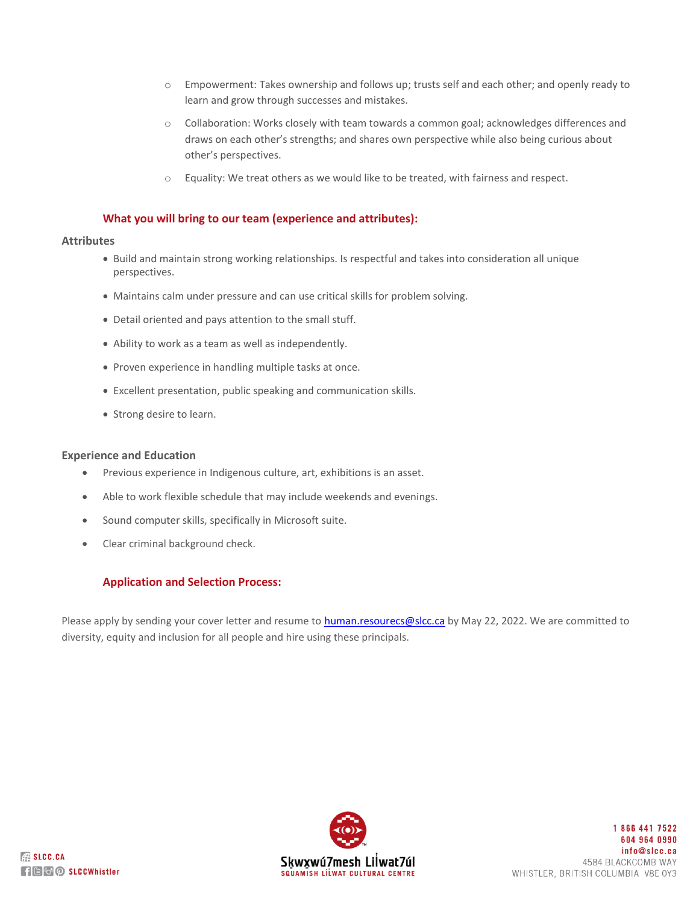- Empowerment: Takes ownership and follows up; trusts self and each other; and openly ready to learn and grow through successes and mistakes.
- Collaboration: Works closely with team towards a common goal; acknowledges differences and draws on each other's strengths; and shares own perspective while also being curious about other's perspectives.
- Equality: We treat others as we would like to be treated, with fairness and respect.

## What you will bring to our team (experience and attributes):

### Attributes

- Build and maintain strong working relationships. Is respectful and takes into consideration all unique perspectives.
- Maintains calm under pressure and can use critical skills for problem solving.
- Detail oriented and pays attention to the small stuff.
- Ability to work as a team as well as independently.
- Proven experience in handling multiple tasks at once.
- Excellent presentation, public speaking and communication skills.
- Strong desire to learn.

### Experience and Education

- Previous experience in Indigenous culture, art, exhibitions is an asset.
- Able to work flexible schedule that may include weekends and evenings.
- Sound computer skills, specifically in Microsoft suite.
- Clear criminal background check.

## Application and Selection Process:

Please apply by sending your cover letter and resume to human.resourecs@slcc.ca by May 22, 2022. We are committed to diversity, equity and inclusion for all people and hire using these principals.

SLCC.CA
SLCCWhistler

Sḵwx̱wú7mesh Lil̓wat7úl
SQUAMISH LÍL̓WAT CULTURAL CENTRE

1 866 441 7522
604 964 0990
info@slcc.ca
4584 BLACKCOMB WAY
WHISTLER, BRITISH COLUMBIA V8E 0Y3